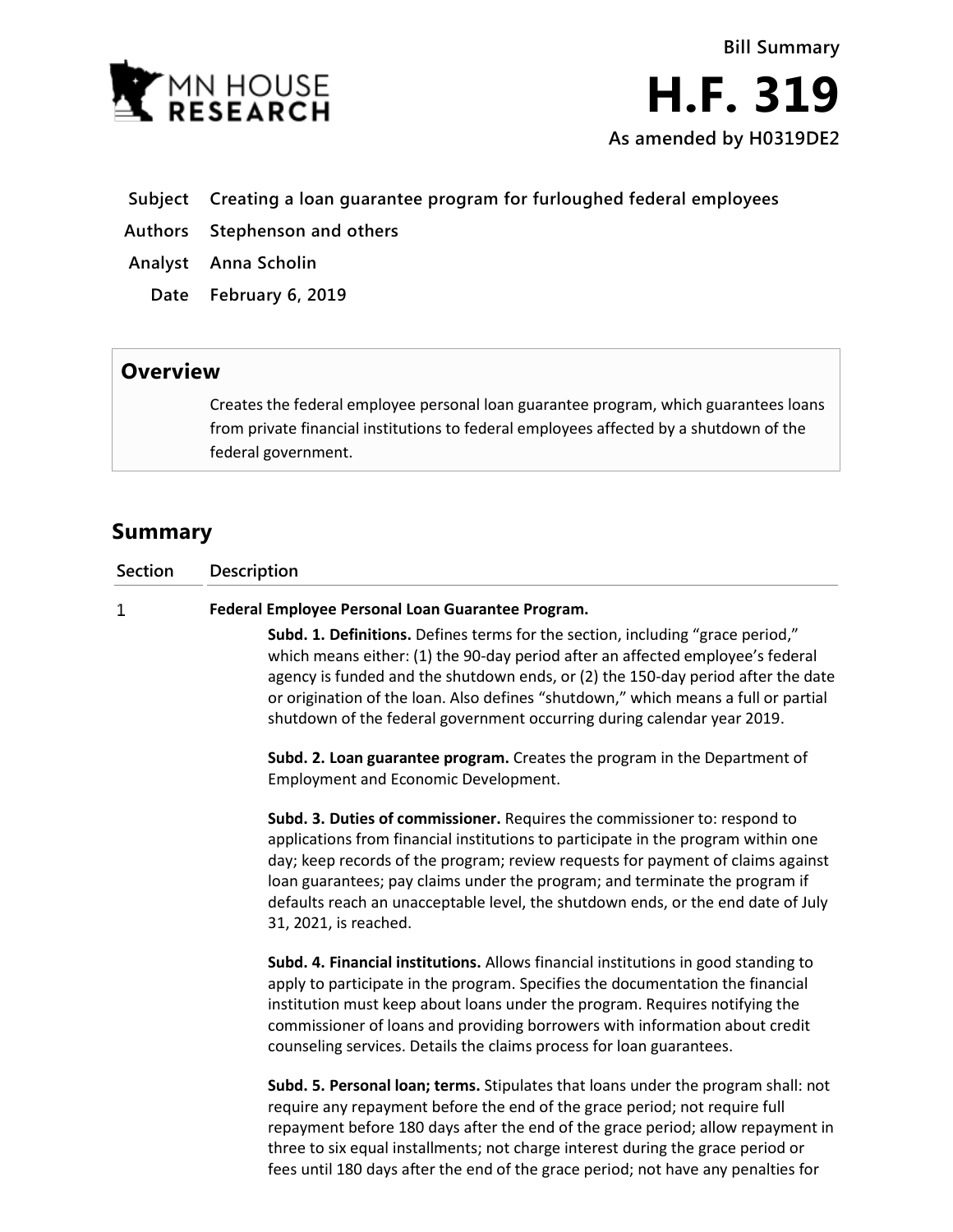MN HOUSE RESEARCH

**Bill Summary**

# H.F. 319

**As amended by H0319DE2**

| | |
|---|---|
| **Subject** | **Creating a loan guarantee program for furloughed federal employees** |
| **Authors** | **Stephenson and others** |
| **Analyst** | **Anna Scholin** |
| **Date** | **February 6, 2019** |

## Overview

Creates the federal employee personal loan guarantee program, which guarantees loans from private financial institutions to federal employees affected by a shutdown of the federal government.

## Summary

| Section | Description |
|---|---|
| 1 | **Federal Employee Personal Loan Guarantee Program.** |

**Subd. 1. Definitions.** Defines terms for the section, including "grace period," which means either: (1) the 90-day period after an affected employee's federal agency is funded and the shutdown ends, or (2) the 150-day period after the date or origination of the loan. Also defines "shutdown," which means a full or partial shutdown of the federal government occurring during calendar year 2019.

**Subd. 2. Loan guarantee program.** Creates the program in the Department of Employment and Economic Development.

**Subd. 3. Duties of commissioner.** Requires the commissioner to: respond to applications from financial institutions to participate in the program within one day; keep records of the program; review requests for payment of claims against loan guarantees; pay claims under the program; and terminate the program if defaults reach an unacceptable level, the shutdown ends, or the end date of July 31, 2021, is reached.

**Subd. 4. Financial institutions.** Allows financial institutions in good standing to apply to participate in the program. Specifies the documentation the financial institution must keep about loans under the program. Requires notifying the commissioner of loans and providing borrowers with information about credit counseling services. Details the claims process for loan guarantees.

**Subd. 5. Personal loan; terms.** Stipulates that loans under the program shall: not require any repayment before the end of the grace period; not require full repayment before 180 days after the end of the grace period; allow repayment in three to six equal installments; not charge interest during the grace period or fees until 180 days after the end of the grace period; not have any penalties for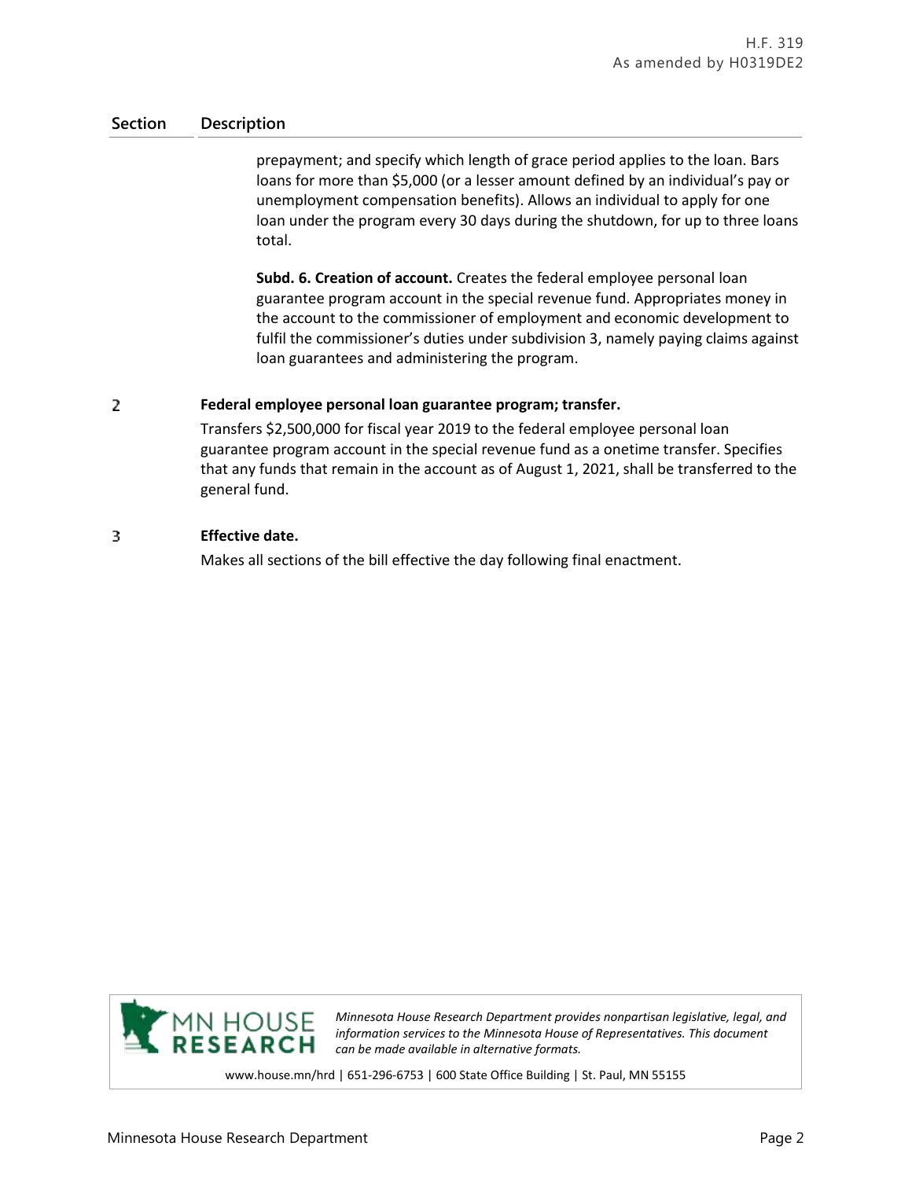| Section | Description |
|---|---|
| | prepayment; and specify which length of grace period applies to the loan. Bars loans for more than $5,000 (or a lesser amount defined by an individual's pay or unemployment compensation benefits). Allows an individual to apply for one loan under the program every 30 days during the shutdown, for up to three loans total. |
| | **Subd. 6. Creation of account.** Creates the federal employee personal loan guarantee program account in the special revenue fund. Appropriates money in the account to the commissioner of employment and economic development to fulfil the commissioner's duties under subdivision 3, namely paying claims against loan guarantees and administering the program. |
| 2 | **Federal employee personal loan guarantee program; transfer.** Transfers $2,500,000 for fiscal year 2019 to the federal employee personal loan guarantee program account in the special revenue fund as a onetime transfer. Specifies that any funds that remain in the account as of August 1, 2021, shall be transferred to the general fund. |
| 3 | **Effective date.** Makes all sections of the bill effective the day following final enactment. |

MN HOUSE RESEARCH

*Minnesota House Research Department provides nonpartisan legislative, legal, and information services to the Minnesota House of Representatives. This document can be made available in alternative formats.*

www.house.mn/hrd | 651-296-6753 | 600 State Office Building | St. Paul, MN 55155